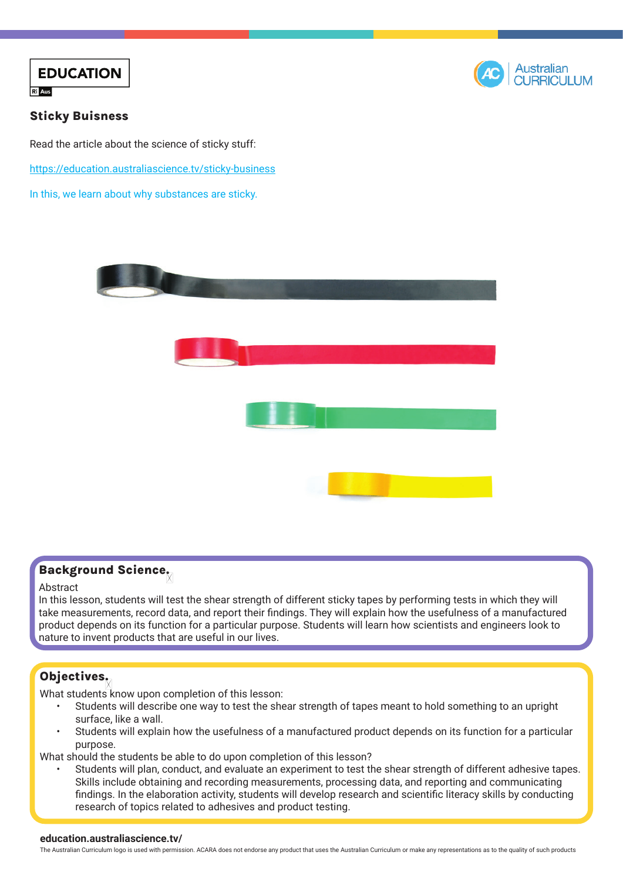EDUCATION

Australian CURRICULUM

## Sticky Buisness

Read the article about the science of sticky stuff:

https://education.australiascience.tv/sticky-business

In this, we learn about why substances are sticky.

### Background Science.

Abstract

In this lesson, students will test the shear strength of different sticky tapes by performing tests in which they will take measurements, record data, and report their findings. They will explain how the usefulness of a manufactured product depends on its function for a particular purpose. Students will learn how scientists and engineers look to nature to invent products that are useful in our lives.

### Objectives.

What students know upon completion of this lesson:

- Students will describe one way to test the shear strength of tapes meant to hold something to an upright surface, like a wall.
- Students will explain how the usefulness of a manufactured product depends on its function for a particular purpose.

What should the students be able to do upon completion of this lesson?

- Students will plan, conduct, and evaluate an experiment to test the shear strength of different adhesive tapes. Skills include obtaining and recording measurements, processing data, and reporting and communicating findings. In the elaboration activity, students will develop research and scientific literacy skills by conducting research of topics related to adhesives and product testing.

**education.australiascience.tv/**

The Australian Curriculum logo is used with permission. ACARA does not endorse any product that uses the Australian Curriculum or make any representations as to the quality of such products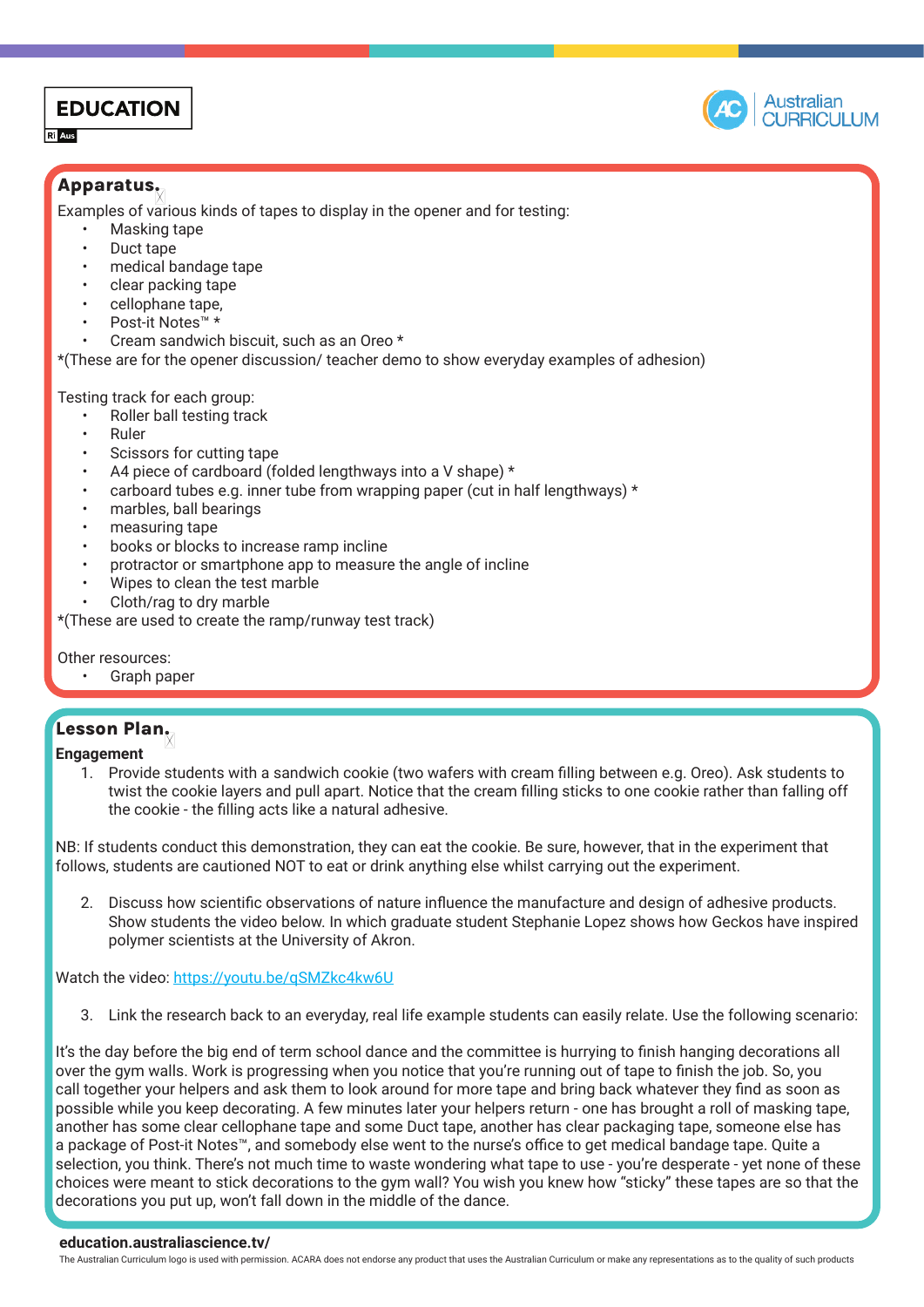## Apparatus.

Examples of various kinds of tapes to display in the opener and for testing:

- Masking tape
- Duct tape
- medical bandage tape
- clear packing tape
- cellophane tape,
- Post-it Notes™ *
- Cream sandwich biscuit, such as an Oreo *

*(These are for the opener discussion/ teacher demo to show everyday examples of adhesion)

Testing track for each group:

- Roller ball testing track
- Ruler
- Scissors for cutting tape
- A4 piece of cardboard (folded lengthways into a V shape) *
- carboard tubes e.g. inner tube from wrapping paper (cut in half lengthways) *
- marbles, ball bearings
- measuring tape
- books or blocks to increase ramp incline
- protractor or smartphone app to measure the angle of incline
- Wipes to clean the test marble
- Cloth/rag to dry marble

*(These are used to create the ramp/runway test track)

Other resources:

- Graph paper

## Lesson Plan.

**Engagement**

1. Provide students with a sandwich cookie (two wafers with cream filling between e.g. Oreo). Ask students to twist the cookie layers and pull apart. Notice that the cream filling sticks to one cookie rather than falling off the cookie - the filling acts like a natural adhesive.

NB: If students conduct this demonstration, they can eat the cookie. Be sure, however, that in the experiment that follows, students are cautioned NOT to eat or drink anything else whilst carrying out the experiment.

2. Discuss how scientific observations of nature influence the manufacture and design of adhesive products. Show students the video below. In which graduate student Stephanie Lopez shows how Geckos have inspired polymer scientists at the University of Akron.

Watch the video: https://youtu.be/qSMZkc4kw6U

3. Link the research back to an everyday, real life example students can easily relate. Use the following scenario:

It's the day before the big end of term school dance and the committee is hurrying to finish hanging decorations all over the gym walls. Work is progressing when you notice that you're running out of tape to finish the job. So, you call together your helpers and ask them to look around for more tape and bring back whatever they find as soon as possible while you keep decorating. A few minutes later your helpers return - one has brought a roll of masking tape, another has some clear cellophane tape and some Duct tape, another has clear packaging tape, someone else has a package of Post-it Notes™, and somebody else went to the nurse's office to get medical bandage tape. Quite a selection, you think. There's not much time to waste wondering what tape to use - you're desperate - yet none of these choices were meant to stick decorations to the gym wall? You wish you knew how "sticky" these tapes are so that the decorations you put up, won't fall down in the middle of the dance.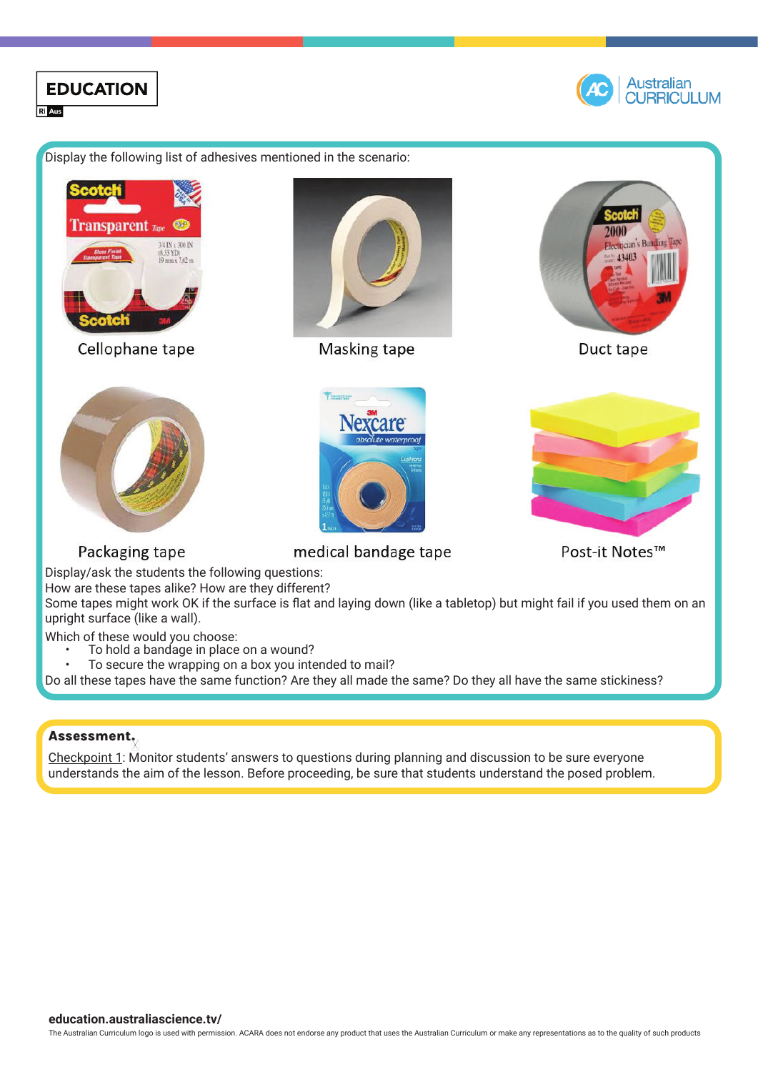Display the following list of adhesives mentioned in the scenario:

Cellophane tape

Masking tape

Duct tape

Packaging tape

medical bandage tape

Post-it Notes™

Display/ask the students the following questions:

How are these tapes alike? How are they different?

Some tapes might work OK if the surface is flat and laying down (like a tabletop) but might fail if you used them on an upright surface (like a wall).

Which of these would you choose:

- To hold a bandage in place on a wound?
- To secure the wrapping on a box you intended to mail?

Do all these tapes have the same function? Are they all made the same? Do they all have the same stickiness?

**Assessment.**

Checkpoint 1: Monitor students' answers to questions during planning and discussion to be sure everyone understands the aim of the lesson. Before proceeding, be sure that students understand the posed problem.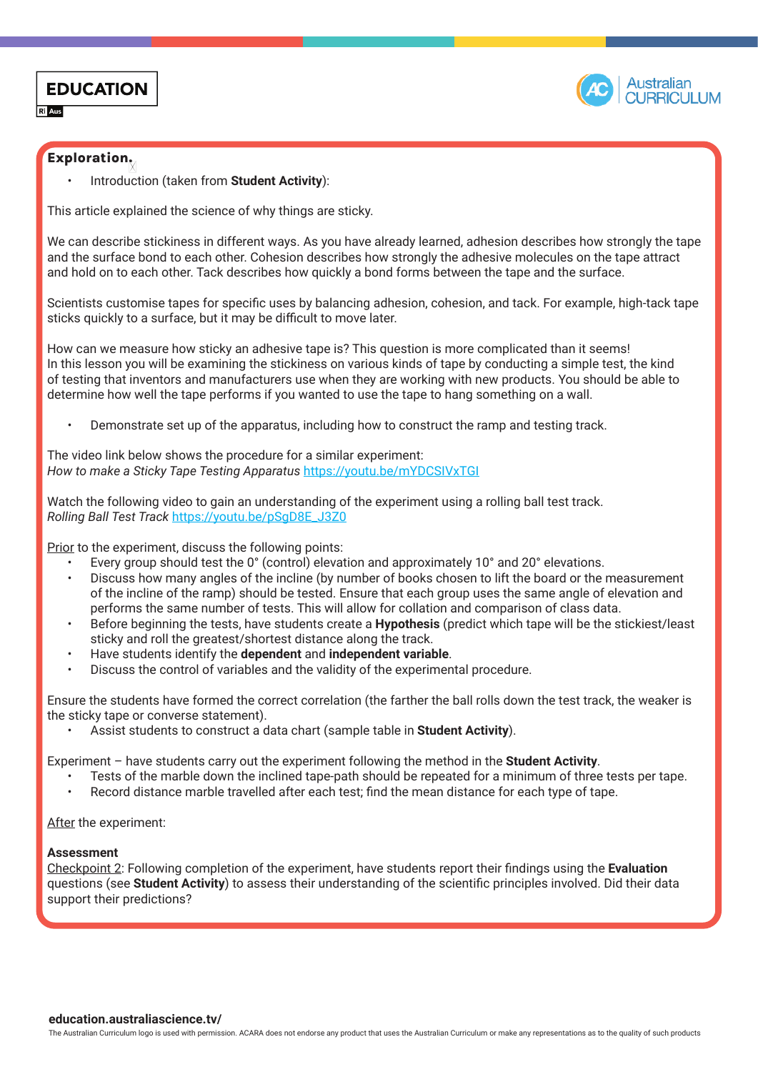**Exploration.**

- Introduction (taken from **Student Activity**):

This article explained the science of why things are sticky.

We can describe stickiness in different ways. As you have already learned, adhesion describes how strongly the tape and the surface bond to each other. Cohesion describes how strongly the adhesive molecules on the tape attract and hold on to each other. Tack describes how quickly a bond forms between the tape and the surface.

Scientists customise tapes for specific uses by balancing adhesion, cohesion, and tack. For example, high-tack tape sticks quickly to a surface, but it may be difficult to move later.

How can we measure how sticky an adhesive tape is? This question is more complicated than it seems! In this lesson you will be examining the stickiness on various kinds of tape by conducting a simple test, the kind of testing that inventors and manufacturers use when they are working with new products. You should be able to determine how well the tape performs if you wanted to use the tape to hang something on a wall.

- Demonstrate set up of the apparatus, including how to construct the ramp and testing track.

The video link below shows the procedure for a similar experiment:
*How to make a Sticky Tape Testing Apparatus* [https://youtu.be/mYDCSIVxTGI](https://youtu.be/mYDCSIVxTGI)

Watch the following video to gain an understanding of the experiment using a rolling ball test track.
*Rolling Ball Test Track* [https://youtu.be/pSgD8E_J3Z0](https://youtu.be/pSgD8E_J3Z0)

Prior to the experiment, discuss the following points:

- Every group should test the 0° (control) elevation and approximately 10° and 20° elevations.
- Discuss how many angles of the incline (by number of books chosen to lift the board or the measurement of the incline of the ramp) should be tested. Ensure that each group uses the same angle of elevation and performs the same number of tests. This will allow for collation and comparison of class data.
- Before beginning the tests, have students create a **Hypothesis** (predict which tape will be the stickiest/least sticky and roll the greatest/shortest distance along the track.
- Have students identify the **dependent** and **independent variable**.
- Discuss the control of variables and the validity of the experimental procedure.

Ensure the students have formed the correct correlation (the farther the ball rolls down the test track, the weaker is the sticky tape or converse statement).

- Assist students to construct a data chart (sample table in **Student Activity**).

Experiment – have students carry out the experiment following the method in the **Student Activity**.

- Tests of the marble down the inclined tape-path should be repeated for a minimum of three tests per tape.
- Record distance marble travelled after each test; find the mean distance for each type of tape.

After the experiment:

**Assessment**
Checkpoint 2: Following completion of the experiment, have students report their findings using the **Evaluation** questions (see **Student Activity**) to assess their understanding of the scientific principles involved. Did their data support their predictions?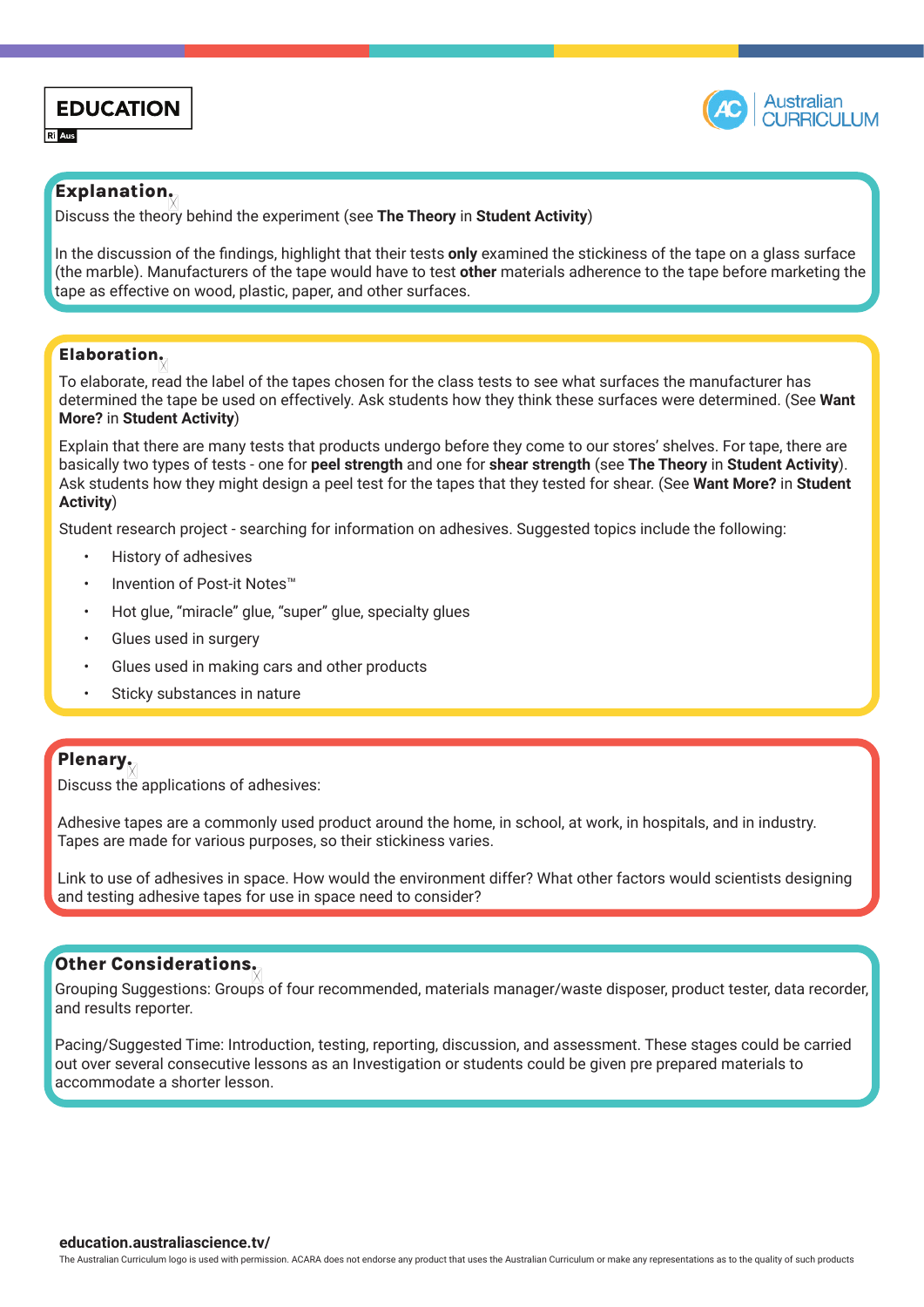## Explanation.

Discuss the theory behind the experiment (see **The Theory** in **Student Activity**)

In the discussion of the findings, highlight that their tests **only** examined the stickiness of the tape on a glass surface (the marble). Manufacturers of the tape would have to test **other** materials adherence to the tape before marketing the tape as effective on wood, plastic, paper, and other surfaces.

## Elaboration.

To elaborate, read the label of the tapes chosen for the class tests to see what surfaces the manufacturer has determined the tape be used on effectively. Ask students how they think these surfaces were determined. (See **Want More?** in **Student Activity**)

Explain that there are many tests that products undergo before they come to our stores' shelves. For tape, there are basically two types of tests - one for **peel strength** and one for **shear strength** (see **The Theory** in **Student Activity**). Ask students how they might design a peel test for the tapes that they tested for shear. (See **Want More?** in **Student Activity**)

Student research project - searching for information on adhesives. Suggested topics include the following:

- History of adhesives
- Invention of Post-it Notes™
- Hot glue, "miracle" glue, "super" glue, specialty glues
- Glues used in surgery
- Glues used in making cars and other products
- Sticky substances in nature

## Plenary.

Discuss the applications of adhesives:

Adhesive tapes are a commonly used product around the home, in school, at work, in hospitals, and in industry. Tapes are made for various purposes, so their stickiness varies.

Link to use of adhesives in space. How would the environment differ? What other factors would scientists designing and testing adhesive tapes for use in space need to consider?

## Other Considerations.

Grouping Suggestions: Groups of four recommended, materials manager/waste disposer, product tester, data recorder, and results reporter.

Pacing/Suggested Time: Introduction, testing, reporting, discussion, and assessment. These stages could be carried out over several consecutive lessons as an Investigation or students could be given pre prepared materials to accommodate a shorter lesson.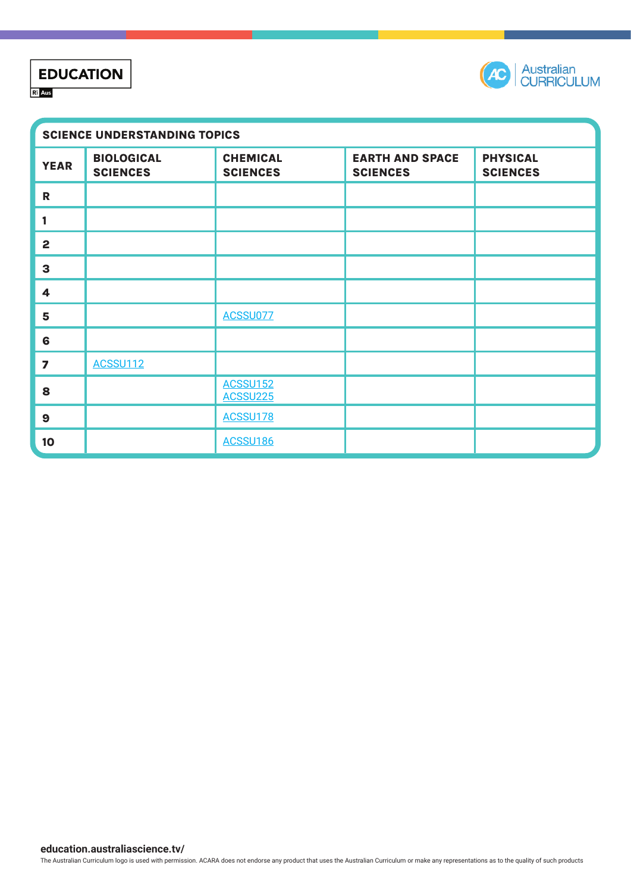EDUCATION

Australian CURRICULUM

## SCIENCE UNDERSTANDING TOPICS

| YEAR | BIOLOGICAL SCIENCES | CHEMICAL SCIENCES | EARTH AND SPACE SCIENCES | PHYSICAL SCIENCES |
|---|---|---|---|---|
| R | | | | |
| 1 | | | | |
| 2 | | | | |
| 3 | | | | |
| 4 | | | | |
| 5 | | ACSSU077 | | |
| 6 | | | | |
| 7 | ACSSU112 | | | |
| 8 | | ACSSU152 ACSSU225 | | |
| 9 | | ACSSU178 | | |
| 10 | | ACSSU186 | | |

**education.australiascience.tv/**

The Australian Curriculum logo is used with permission. ACARA does not endorse any product that uses the Australian Curriculum or make any representations as to the quality of such products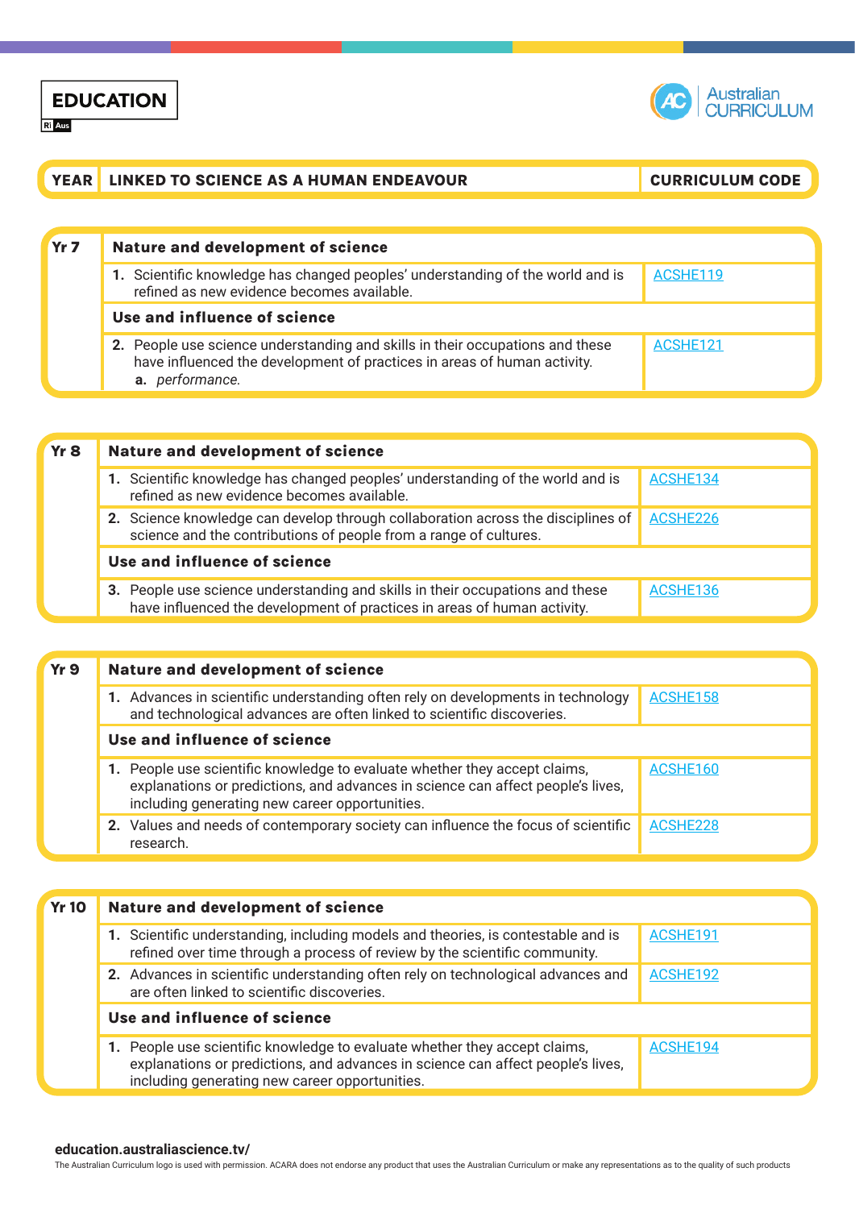EDUCATION

Australian CURRICULUM

| YEAR | LINKED TO SCIENCE AS A HUMAN ENDEAVOUR | CURRICULUM CODE |
|---|---|---|
| **Yr 7** | **Nature and development of science** | |
| | 1. Scientific knowledge has changed peoples' understanding of the world and is refined as new evidence becomes available. | ACSHE119 |
| | **Use and influence of science** | |
| | 2. People use science understanding and skills in their occupations and these have influenced the development of practices in areas of human activity. a. *performance.* | ACSHE121 |
| **Yr 8** | **Nature and development of science** | |
| | 1. Scientific knowledge has changed peoples' understanding of the world and is refined as new evidence becomes available. | ACSHE134 |
| | 2. Science knowledge can develop through collaboration across the disciplines of science and the contributions of people from a range of cultures. | ACSHE226 |
| | **Use and influence of science** | |
| | 3. People use science understanding and skills in their occupations and these have influenced the development of practices in areas of human activity. | ACSHE136 |
| **Yr 9** | **Nature and development of science** | |
| | 1. Advances in scientific understanding often rely on developments in technology and technological advances are often linked to scientific discoveries. | ACSHE158 |
| | **Use and influence of science** | |
| | 1. People use scientific knowledge to evaluate whether they accept claims, explanations or predictions, and advances in science can affect people's lives, including generating new career opportunities. | ACSHE160 |
| | 2. Values and needs of contemporary society can influence the focus of scientific research. | ACSHE228 |
| **Yr 10** | **Nature and development of science** | |
| | 1. Scientific understanding, including models and theories, is contestable and is refined over time through a process of review by the scientific community. | ACSHE191 |
| | 2. Advances in scientific understanding often rely on technological advances and are often linked to scientific discoveries. | ACSHE192 |
| | **Use and influence of science** | |
| | 1. People use scientific knowledge to evaluate whether they accept claims, explanations or predictions, and advances in science can affect people's lives, including generating new career opportunities. | ACSHE194 |

**education.australiascience.tv/**

The Australian Curriculum logo is used with permission. ACARA does not endorse any product that uses the Australian Curriculum or make any representations as to the quality of such products